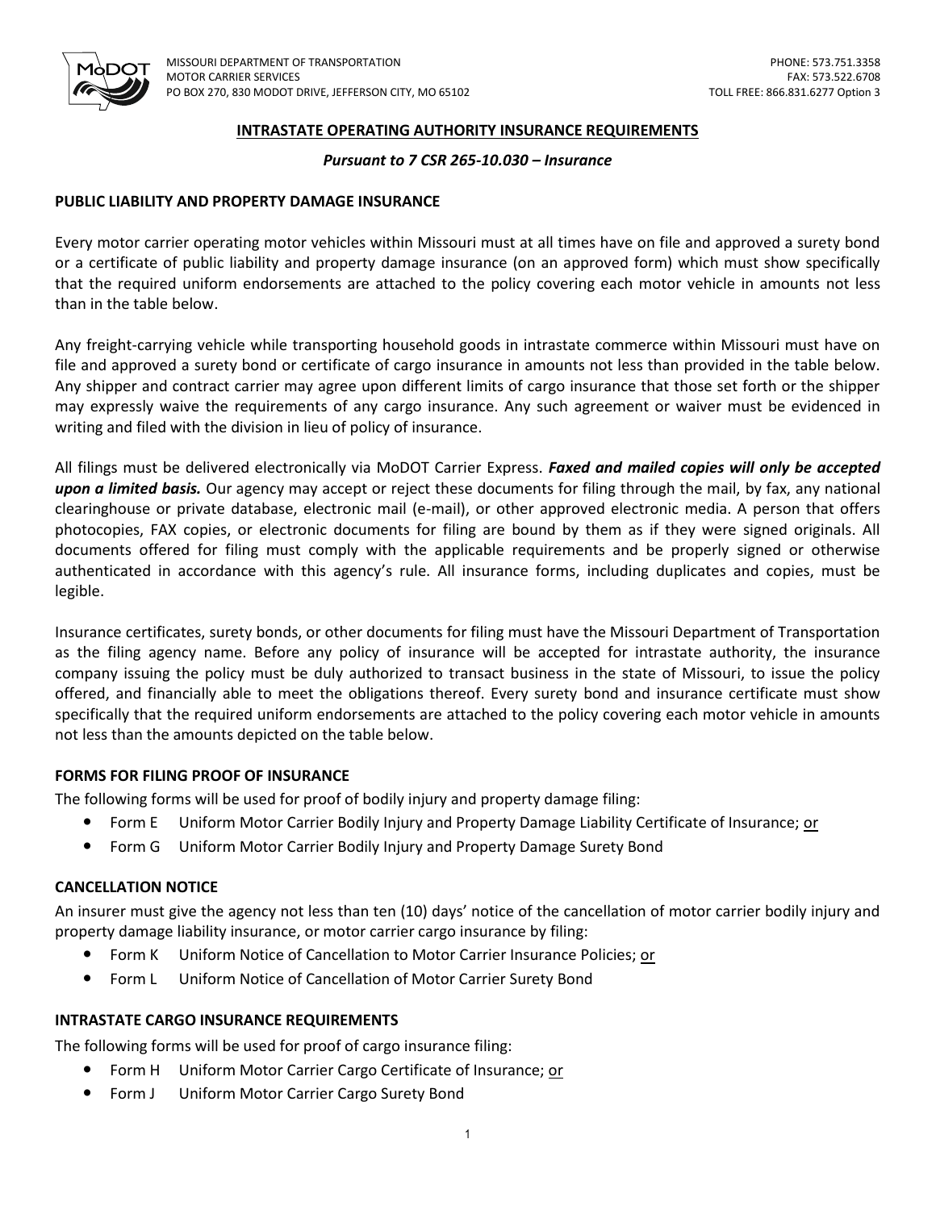MISSOURI DEPARTMENT OF TRANSPORTATION
MOTOR CARRIER SERVICES
PO BOX 270, 830 MODOT DRIVE, JEFFERSON CITY, MO 65102

PHONE: 573.751.3358
FAX: 573.522.6708
TOLL FREE: 866.831.6277 Option 3

# INTRASTATE OPERATING AUTHORITY INSURANCE REQUIREMENTS

***Pursuant to 7 CSR 265-10.030 – Insurance***

## PUBLIC LIABILITY AND PROPERTY DAMAGE INSURANCE

Every motor carrier operating motor vehicles within Missouri must at all times have on file and approved a surety bond or a certificate of public liability and property damage insurance (on an approved form) which must show specifically that the required uniform endorsements are attached to the policy covering each motor vehicle in amounts not less than in the table below.

Any freight-carrying vehicle while transporting household goods in intrastate commerce within Missouri must have on file and approved a surety bond or certificate of cargo insurance in amounts not less than provided in the table below. Any shipper and contract carrier may agree upon different limits of cargo insurance that those set forth or the shipper may expressly waive the requirements of any cargo insurance. Any such agreement or waiver must be evidenced in writing and filed with the division in lieu of policy of insurance.

All filings must be delivered electronically via MoDOT Carrier Express. ***Faxed and mailed copies will only be accepted upon a limited basis.*** Our agency may accept or reject these documents for filing through the mail, by fax, any national clearinghouse or private database, electronic mail (e-mail), or other approved electronic media. A person that offers photocopies, FAX copies, or electronic documents for filing are bound by them as if they were signed originals. All documents offered for filing must comply with the applicable requirements and be properly signed or otherwise authenticated in accordance with this agency's rule. All insurance forms, including duplicates and copies, must be legible.

Insurance certificates, surety bonds, or other documents for filing must have the Missouri Department of Transportation as the filing agency name. Before any policy of insurance will be accepted for intrastate authority, the insurance company issuing the policy must be duly authorized to transact business in the state of Missouri, to issue the policy offered, and financially able to meet the obligations thereof. Every surety bond and insurance certificate must show specifically that the required uniform endorsements are attached to the policy covering each motor vehicle in amounts not less than the amounts depicted on the table below.

## FORMS FOR FILING PROOF OF INSURANCE

The following forms will be used for proof of bodily injury and property damage filing:

- Form E Uniform Motor Carrier Bodily Injury and Property Damage Liability Certificate of Insurance; or
- Form G Uniform Motor Carrier Bodily Injury and Property Damage Surety Bond

## CANCELLATION NOTICE

An insurer must give the agency not less than ten (10) days' notice of the cancellation of motor carrier bodily injury and property damage liability insurance, or motor carrier cargo insurance by filing:

- Form K Uniform Notice of Cancellation to Motor Carrier Insurance Policies; or
- Form L Uniform Notice of Cancellation of Motor Carrier Surety Bond

## INTRASTATE CARGO INSURANCE REQUIREMENTS

The following forms will be used for proof of cargo insurance filing:

- Form H Uniform Motor Carrier Cargo Certificate of Insurance; or
- Form J Uniform Motor Carrier Cargo Surety Bond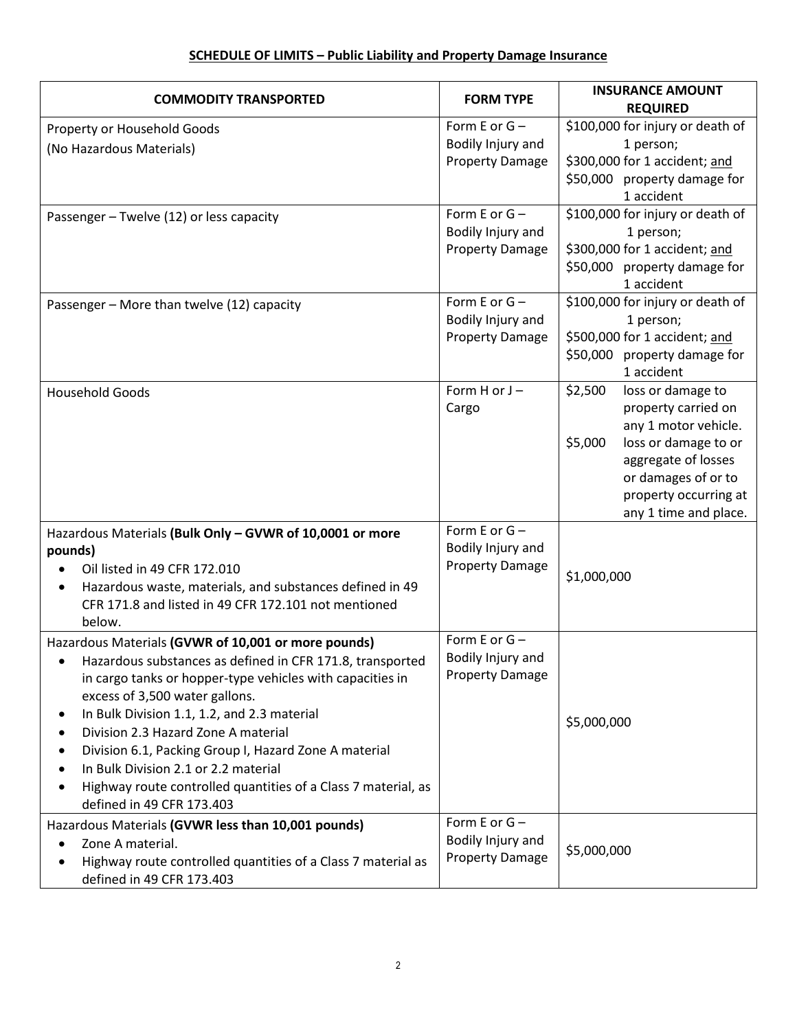**SCHEDULE OF LIMITS – Public Liability and Property Damage Insurance**

| COMMODITY TRANSPORTED | FORM TYPE | INSURANCE AMOUNT REQUIRED |
|---|---|---|
| Property or Household Goods<br>(No Hazardous Materials) | Form E or G – Bodily Injury and Property Damage | \$100,000 for injury or death of 1 person;<br>\$300,000 for 1 accident; and<br>\$50,000 property damage for 1 accident |
| Passenger – Twelve (12) or less capacity | Form E or G – Bodily Injury and Property Damage | \$100,000 for injury or death of 1 person;<br>\$300,000 for 1 accident; and<br>\$50,000 property damage for 1 accident |
| Passenger – More than twelve (12) capacity | Form E or G – Bodily Injury and Property Damage | \$100,000 for injury or death of 1 person;<br>\$500,000 for 1 accident; and<br>\$50,000 property damage for 1 accident |
| Household Goods | Form H or J – Cargo | \$2,500 loss or damage to property carried on any 1 motor vehicle.<br>\$5,000 loss or damage to or aggregate of losses or damages of or to property occurring at any 1 time and place. |
| Hazardous Materials **(Bulk Only – GVWR of 10,0001 or more pounds)**<br>• Oil listed in 49 CFR 172.010<br>• Hazardous waste, materials, and substances defined in 49 CFR 171.8 and listed in 49 CFR 172.101 not mentioned below. | Form E or G – Bodily Injury and Property Damage | \$1,000,000 |
| Hazardous Materials **(GVWR of 10,001 or more pounds)**<br>• Hazardous substances as defined in CFR 171.8, transported in cargo tanks or hopper-type vehicles with capacities in excess of 3,500 water gallons.<br>• In Bulk Division 1.1, 1.2, and 2.3 material<br>• Division 2.3 Hazard Zone A material<br>• Division 6.1, Packing Group I, Hazard Zone A material<br>• In Bulk Division 2.1 or 2.2 material<br>• Highway route controlled quantities of a Class 7 material, as defined in 49 CFR 173.403 | Form E or G – Bodily Injury and Property Damage | \$5,000,000 |
| Hazardous Materials **(GVWR less than 10,001 pounds)**<br>• Zone A material.<br>• Highway route controlled quantities of a Class 7 material as defined in 49 CFR 173.403 | Form E or G – Bodily Injury and Property Damage | \$5,000,000 |